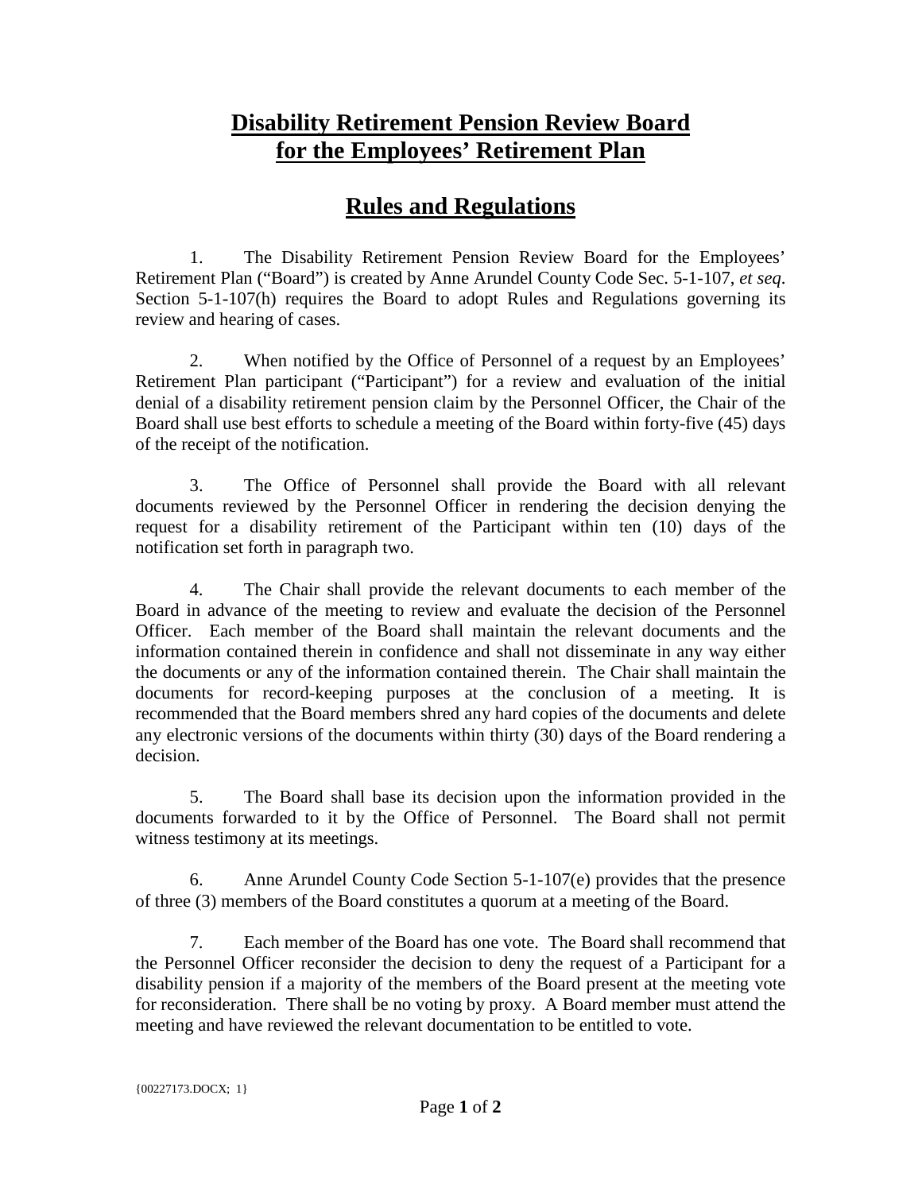# Disability Retirement Pension Review Board for the Employees' Retirement Plan

## Rules and Regulations

1. The Disability Retirement Pension Review Board for the Employees' Retirement Plan ("Board") is created by Anne Arundel County Code Sec. 5-1-107, *et seq*. Section 5-1-107(h) requires the Board to adopt Rules and Regulations governing its review and hearing of cases.

2. When notified by the Office of Personnel of a request by an Employees' Retirement Plan participant ("Participant") for a review and evaluation of the initial denial of a disability retirement pension claim by the Personnel Officer, the Chair of the Board shall use best efforts to schedule a meeting of the Board within forty-five (45) days of the receipt of the notification.

3. The Office of Personnel shall provide the Board with all relevant documents reviewed by the Personnel Officer in rendering the decision denying the request for a disability retirement of the Participant within ten (10) days of the notification set forth in paragraph two.

4. The Chair shall provide the relevant documents to each member of the Board in advance of the meeting to review and evaluate the decision of the Personnel Officer. Each member of the Board shall maintain the relevant documents and the information contained therein in confidence and shall not disseminate in any way either the documents or any of the information contained therein. The Chair shall maintain the documents for record-keeping purposes at the conclusion of a meeting. It is recommended that the Board members shred any hard copies of the documents and delete any electronic versions of the documents within thirty (30) days of the Board rendering a decision.

5. The Board shall base its decision upon the information provided in the documents forwarded to it by the Office of Personnel. The Board shall not permit witness testimony at its meetings.

6. Anne Arundel County Code Section 5-1-107(e) provides that the presence of three (3) members of the Board constitutes a quorum at a meeting of the Board.

7. Each member of the Board has one vote. The Board shall recommend that the Personnel Officer reconsider the decision to deny the request of a Participant for a disability pension if a majority of the members of the Board present at the meeting vote for reconsideration. There shall be no voting by proxy. A Board member must attend the meeting and have reviewed the relevant documentation to be entitled to vote.

{00227173.DOCX; 1}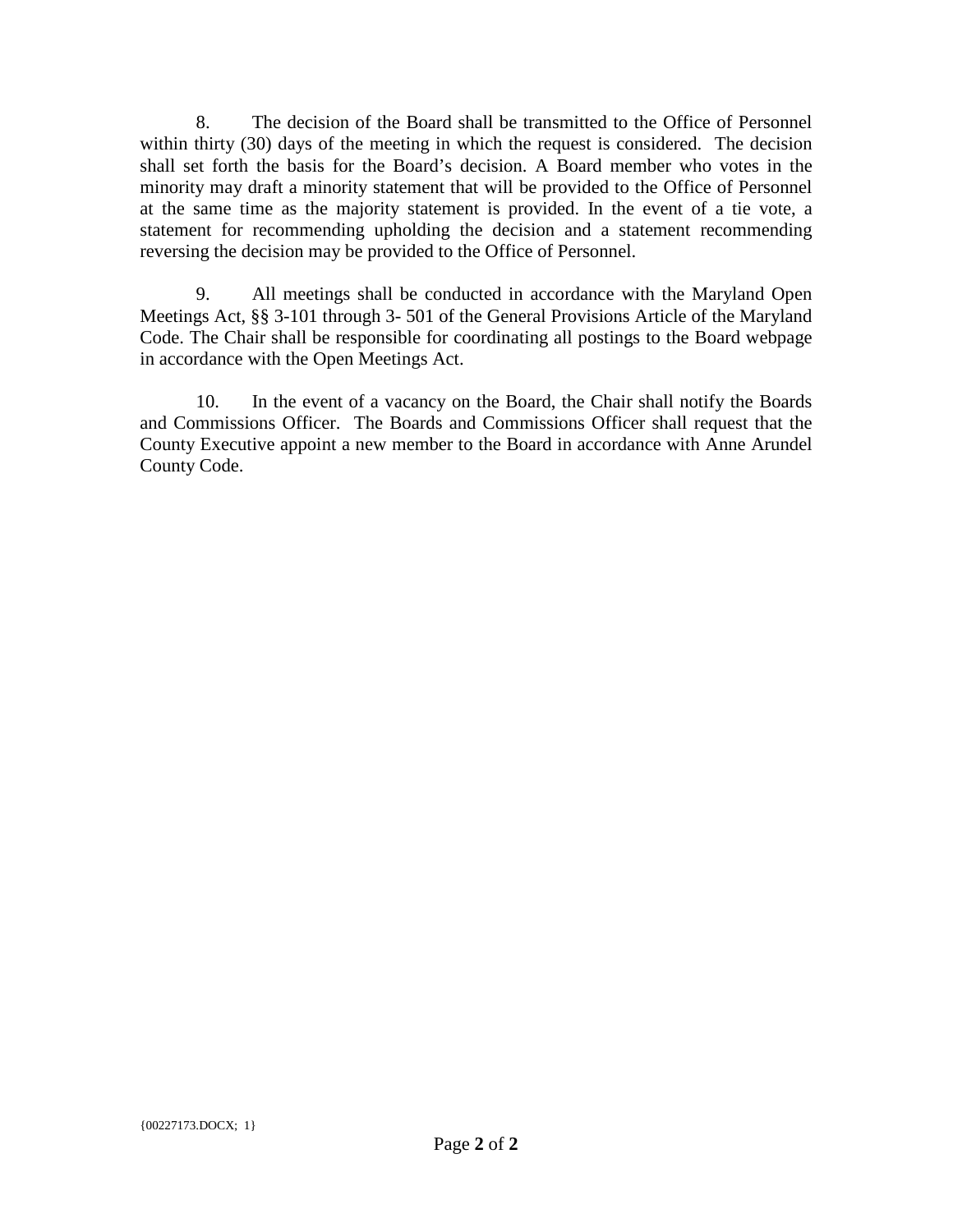8. The decision of the Board shall be transmitted to the Office of Personnel within thirty (30) days of the meeting in which the request is considered. The decision shall set forth the basis for the Board's decision. A Board member who votes in the minority may draft a minority statement that will be provided to the Office of Personnel at the same time as the majority statement is provided. In the event of a tie vote, a statement for recommending upholding the decision and a statement recommending reversing the decision may be provided to the Office of Personnel.

9. All meetings shall be conducted in accordance with the Maryland Open Meetings Act, §§ 3-101 through 3- 501 of the General Provisions Article of the Maryland Code. The Chair shall be responsible for coordinating all postings to the Board webpage in accordance with the Open Meetings Act.

10. In the event of a vacancy on the Board, the Chair shall notify the Boards and Commissions Officer. The Boards and Commissions Officer shall request that the County Executive appoint a new member to the Board in accordance with Anne Arundel County Code.

{00227173.DOCX; 1}